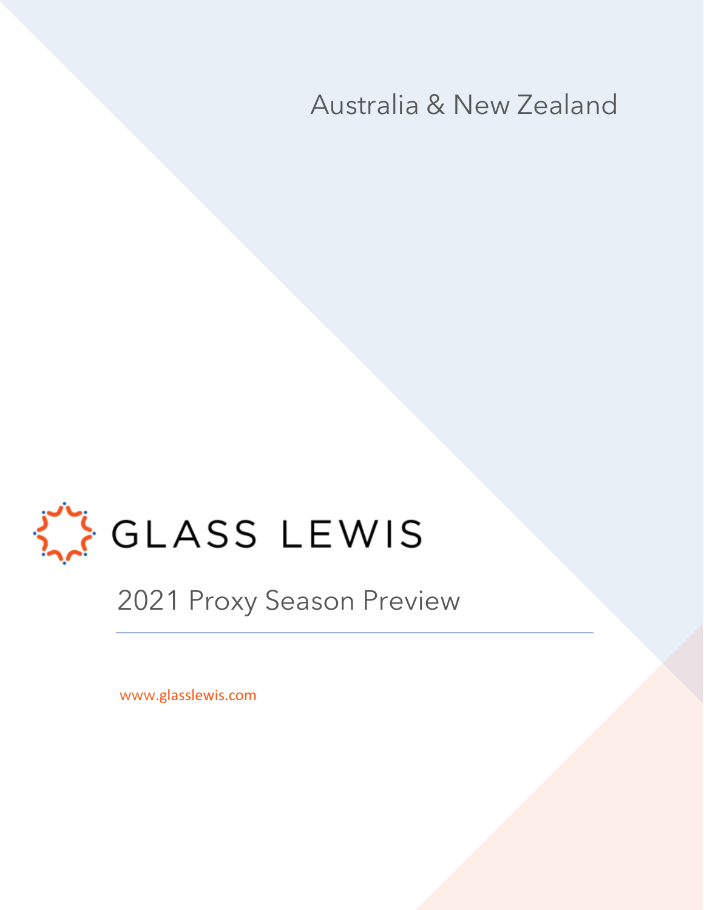Australia & New Zealand

GLASS LEWIS

# 2021 Proxy Season Preview

www.glasslewis.com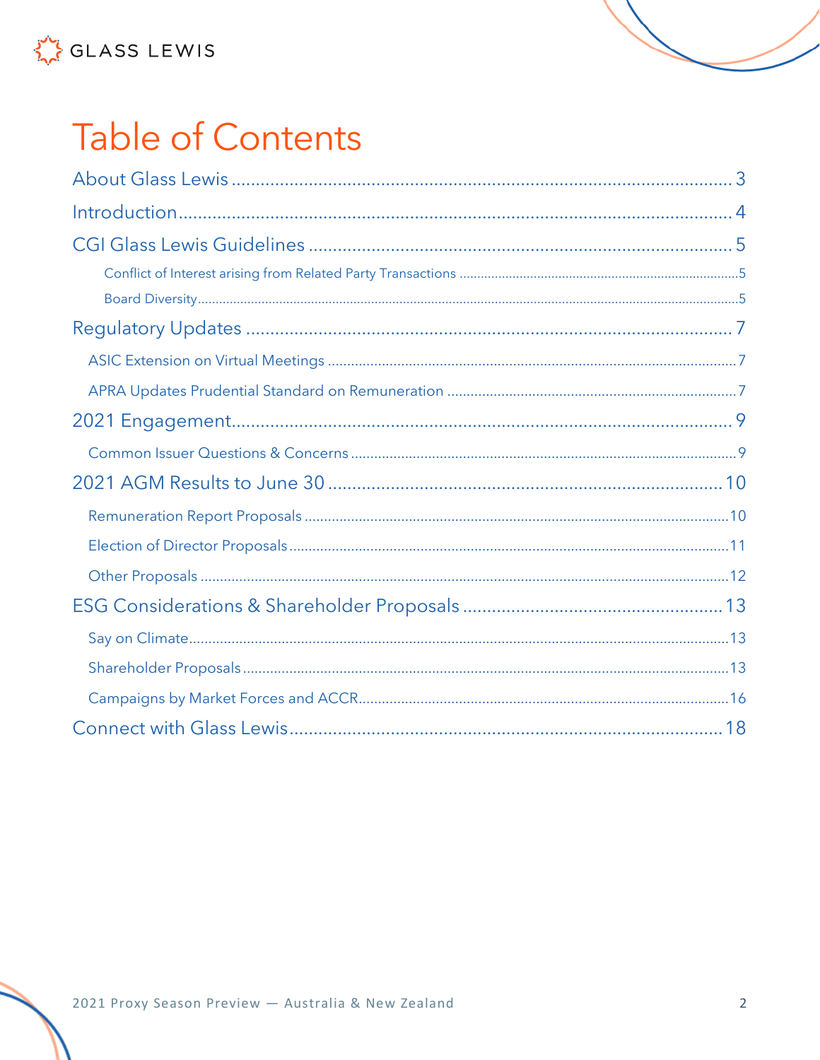# Table of Contents

About Glass Lewis ..................................................... 3

Introduction ..................................................... 4

CGI Glass Lewis Guidelines ..................................................... 5

- Conflict of Interest arising from Related Party Transactions ..................................................... 5
- Board Diversity ..................................................... 5

Regulatory Updates ..................................................... 7

- ASIC Extension on Virtual Meetings ..................................................... 7
- APRA Updates Prudential Standard on Remuneration ..................................................... 7

2021 Engagement ..................................................... 9

- Common Issuer Questions & Concerns ..................................................... 9

2021 AGM Results to June 30 ..................................................... 10

- Remuneration Report Proposals ..................................................... 10
- Election of Director Proposals ..................................................... 11
- Other Proposals ..................................................... 12

ESG Considerations & Shareholder Proposals ..................................................... 13

- Say on Climate ..................................................... 13
- Shareholder Proposals ..................................................... 13
- Campaigns by Market Forces and ACCR ..................................................... 16

Connect with Glass Lewis ..................................................... 18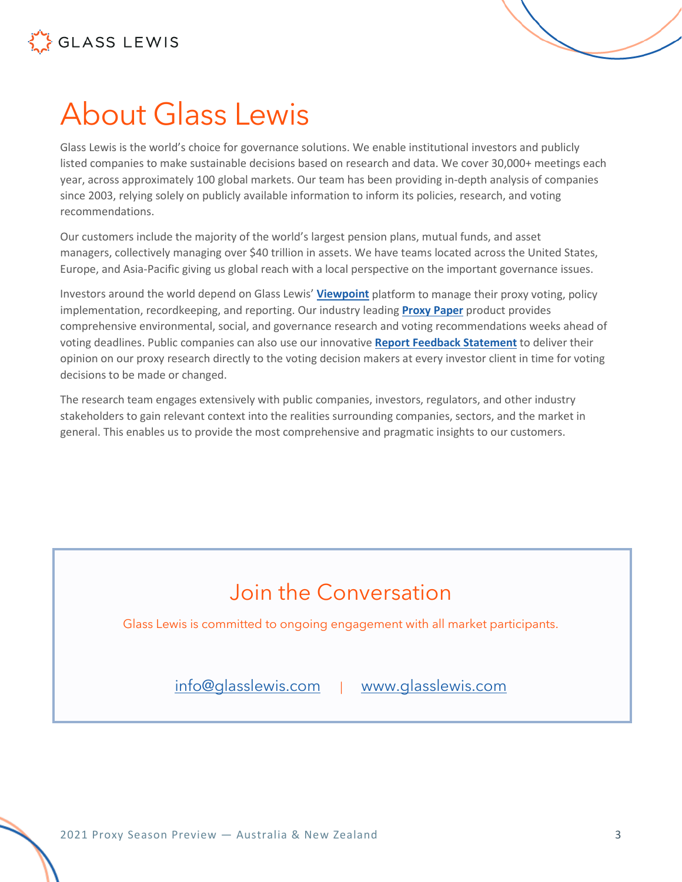# About Glass Lewis

Glass Lewis is the world's choice for governance solutions. We enable institutional investors and publicly listed companies to make sustainable decisions based on research and data. We cover 30,000+ meetings each year, across approximately 100 global markets. Our team has been providing in-depth analysis of companies since 2003, relying solely on publicly available information to inform its policies, research, and voting recommendations.

Our customers include the majority of the world's largest pension plans, mutual funds, and asset managers, collectively managing over $40 trillion in assets. We have teams located across the United States, Europe, and Asia-Pacific giving us global reach with a local perspective on the important governance issues.

Investors around the world depend on Glass Lewis' **Viewpoint** platform to manage their proxy voting, policy implementation, recordkeeping, and reporting. Our industry leading **Proxy Paper** product provides comprehensive environmental, social, and governance research and voting recommendations weeks ahead of voting deadlines. Public companies can also use our innovative **Report Feedback Statement** to deliver their opinion on our proxy research directly to the voting decision makers at every investor client in time for voting decisions to be made or changed.

The research team engages extensively with public companies, investors, regulators, and other industry stakeholders to gain relevant context into the realities surrounding companies, sectors, and the market in general. This enables us to provide the most comprehensive and pragmatic insights to our customers.

## Join the Conversation

Glass Lewis is committed to ongoing engagement with all market participants.

info@glasslewis.com | www.glasslewis.com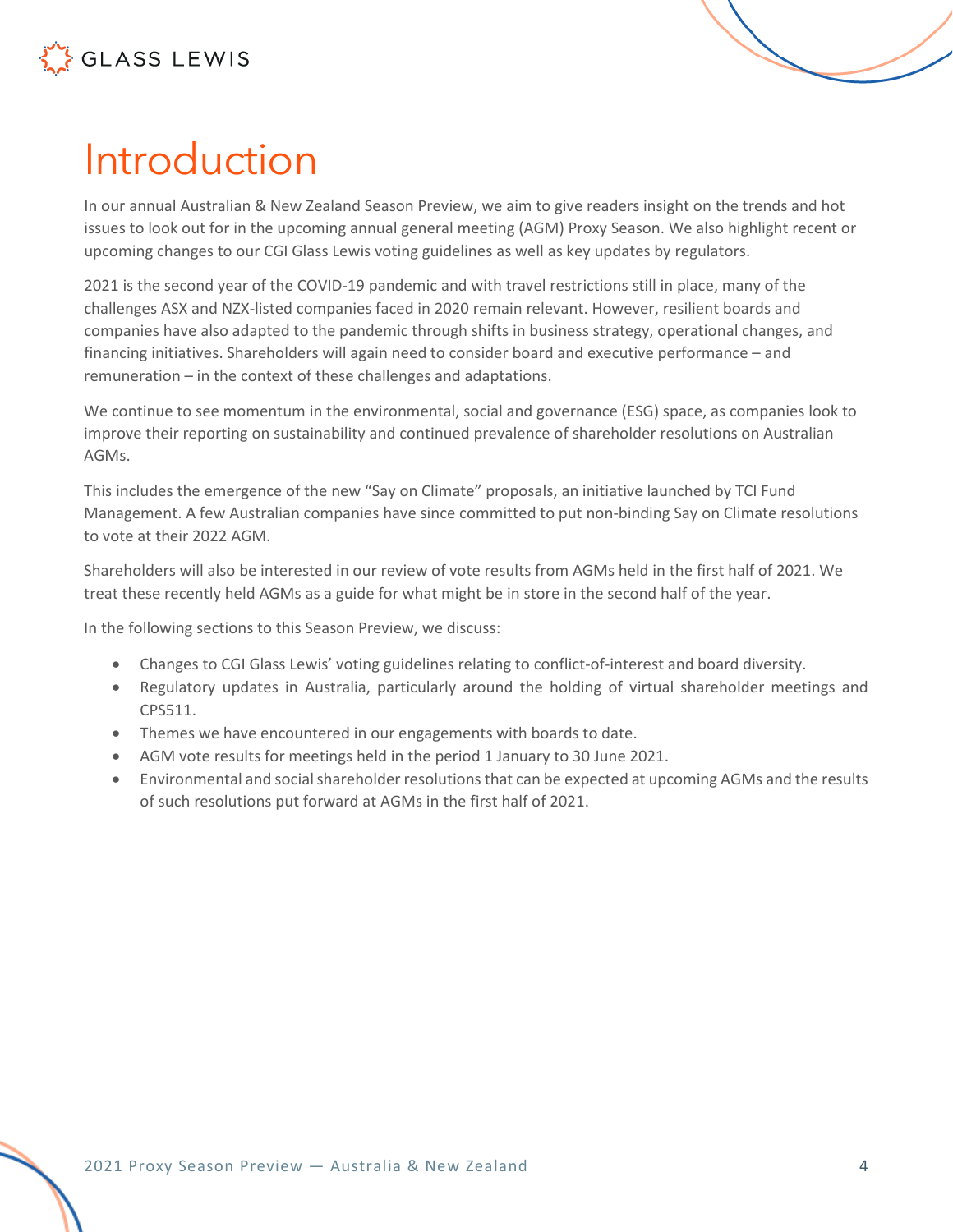# Introduction

In our annual Australian & New Zealand Season Preview, we aim to give readers insight on the trends and hot issues to look out for in the upcoming annual general meeting (AGM) Proxy Season. We also highlight recent or upcoming changes to our CGI Glass Lewis voting guidelines as well as key updates by regulators.

2021 is the second year of the COVID-19 pandemic and with travel restrictions still in place, many of the challenges ASX and NZX-listed companies faced in 2020 remain relevant. However, resilient boards and companies have also adapted to the pandemic through shifts in business strategy, operational changes, and financing initiatives. Shareholders will again need to consider board and executive performance – and remuneration – in the context of these challenges and adaptations.

We continue to see momentum in the environmental, social and governance (ESG) space, as companies look to improve their reporting on sustainability and continued prevalence of shareholder resolutions on Australian AGMs.

This includes the emergence of the new "Say on Climate" proposals, an initiative launched by TCI Fund Management. A few Australian companies have since committed to put non-binding Say on Climate resolutions to vote at their 2022 AGM.

Shareholders will also be interested in our review of vote results from AGMs held in the first half of 2021. We treat these recently held AGMs as a guide for what might be in store in the second half of the year.

In the following sections to this Season Preview, we discuss:

- Changes to CGI Glass Lewis' voting guidelines relating to conflict-of-interest and board diversity.
- Regulatory updates in Australia, particularly around the holding of virtual shareholder meetings and CPS511.
- Themes we have encountered in our engagements with boards to date.
- AGM vote results for meetings held in the period 1 January to 30 June 2021.
- Environmental and social shareholder resolutions that can be expected at upcoming AGMs and the results of such resolutions put forward at AGMs in the first half of 2021.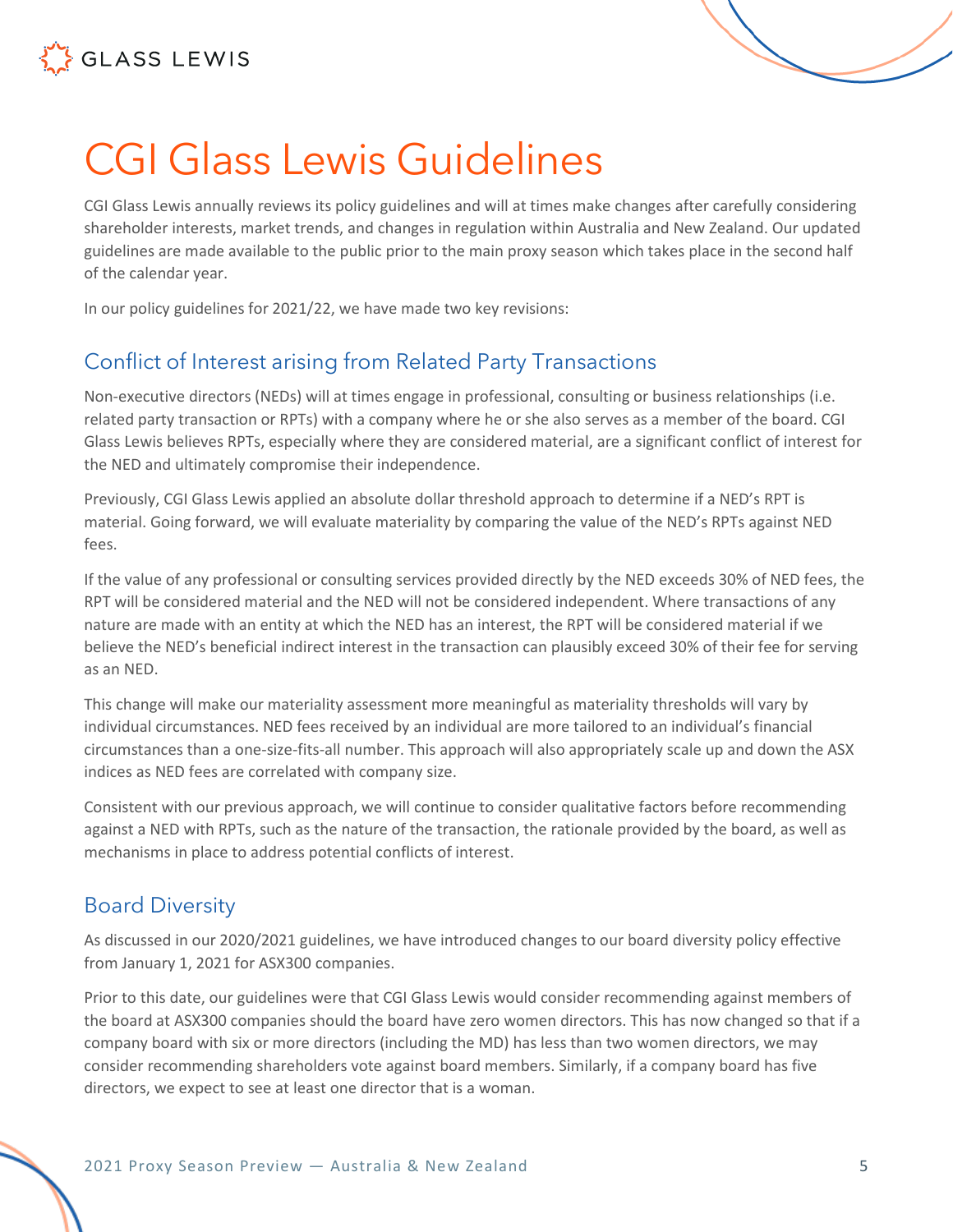# CGI Glass Lewis Guidelines

CGI Glass Lewis annually reviews its policy guidelines and will at times make changes after carefully considering shareholder interests, market trends, and changes in regulation within Australia and New Zealand. Our updated guidelines are made available to the public prior to the main proxy season which takes place in the second half of the calendar year.

In our policy guidelines for 2021/22, we have made two key revisions:

## Conflict of Interest arising from Related Party Transactions

Non-executive directors (NEDs) will at times engage in professional, consulting or business relationships (i.e. related party transaction or RPTs) with a company where he or she also serves as a member of the board. CGI Glass Lewis believes RPTs, especially where they are considered material, are a significant conflict of interest for the NED and ultimately compromise their independence.

Previously, CGI Glass Lewis applied an absolute dollar threshold approach to determine if a NED's RPT is material. Going forward, we will evaluate materiality by comparing the value of the NED's RPTs against NED fees.

If the value of any professional or consulting services provided directly by the NED exceeds 30% of NED fees, the RPT will be considered material and the NED will not be considered independent. Where transactions of any nature are made with an entity at which the NED has an interest, the RPT will be considered material if we believe the NED's beneficial indirect interest in the transaction can plausibly exceed 30% of their fee for serving as an NED.

This change will make our materiality assessment more meaningful as materiality thresholds will vary by individual circumstances. NED fees received by an individual are more tailored to an individual's financial circumstances than a one-size-fits-all number. This approach will also appropriately scale up and down the ASX indices as NED fees are correlated with company size.

Consistent with our previous approach, we will continue to consider qualitative factors before recommending against a NED with RPTs, such as the nature of the transaction, the rationale provided by the board, as well as mechanisms in place to address potential conflicts of interest.

## Board Diversity

As discussed in our 2020/2021 guidelines, we have introduced changes to our board diversity policy effective from January 1, 2021 for ASX300 companies.

Prior to this date, our guidelines were that CGI Glass Lewis would consider recommending against members of the board at ASX300 companies should the board have zero women directors. This has now changed so that if a company board with six or more directors (including the MD) has less than two women directors, we may consider recommending shareholders vote against board members. Similarly, if a company board has five directors, we expect to see at least one director that is a woman.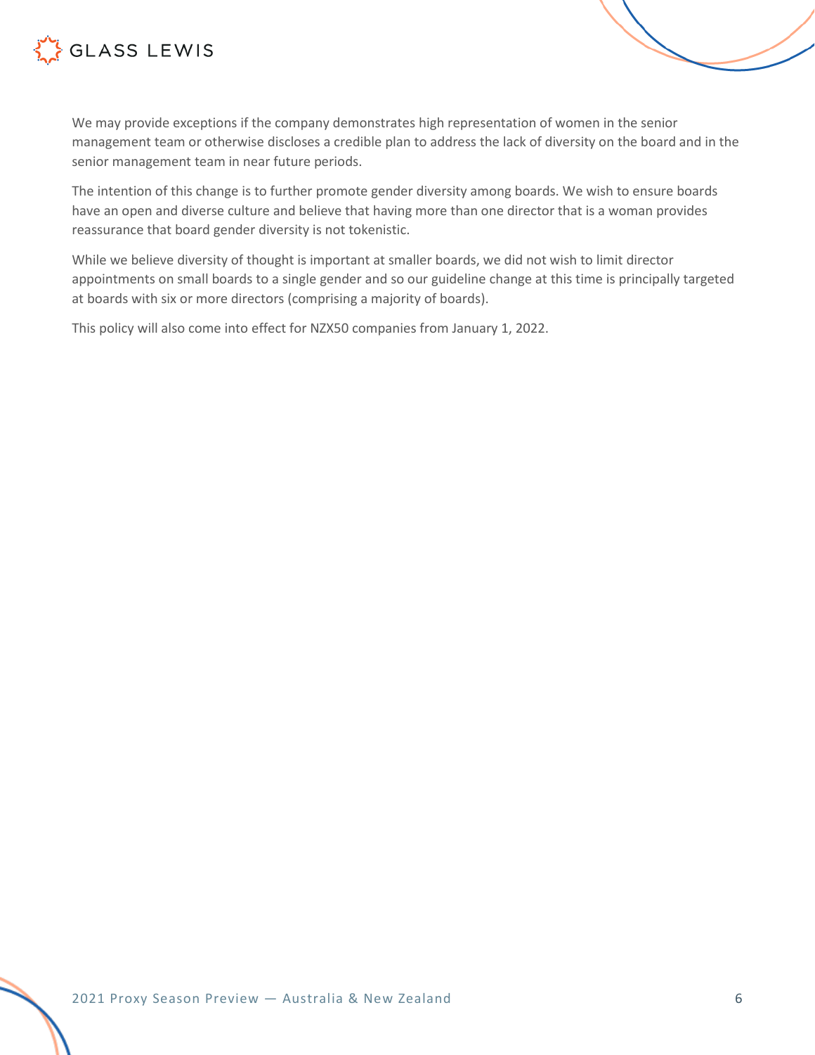We may provide exceptions if the company demonstrates high representation of women in the senior management team or otherwise discloses a credible plan to address the lack of diversity on the board and in the senior management team in near future periods.

The intention of this change is to further promote gender diversity among boards. We wish to ensure boards have an open and diverse culture and believe that having more than one director that is a woman provides reassurance that board gender diversity is not tokenistic.

While we believe diversity of thought is important at smaller boards, we did not wish to limit director appointments on small boards to a single gender and so our guideline change at this time is principally targeted at boards with six or more directors (comprising a majority of boards).

This policy will also come into effect for NZX50 companies from January 1, 2022.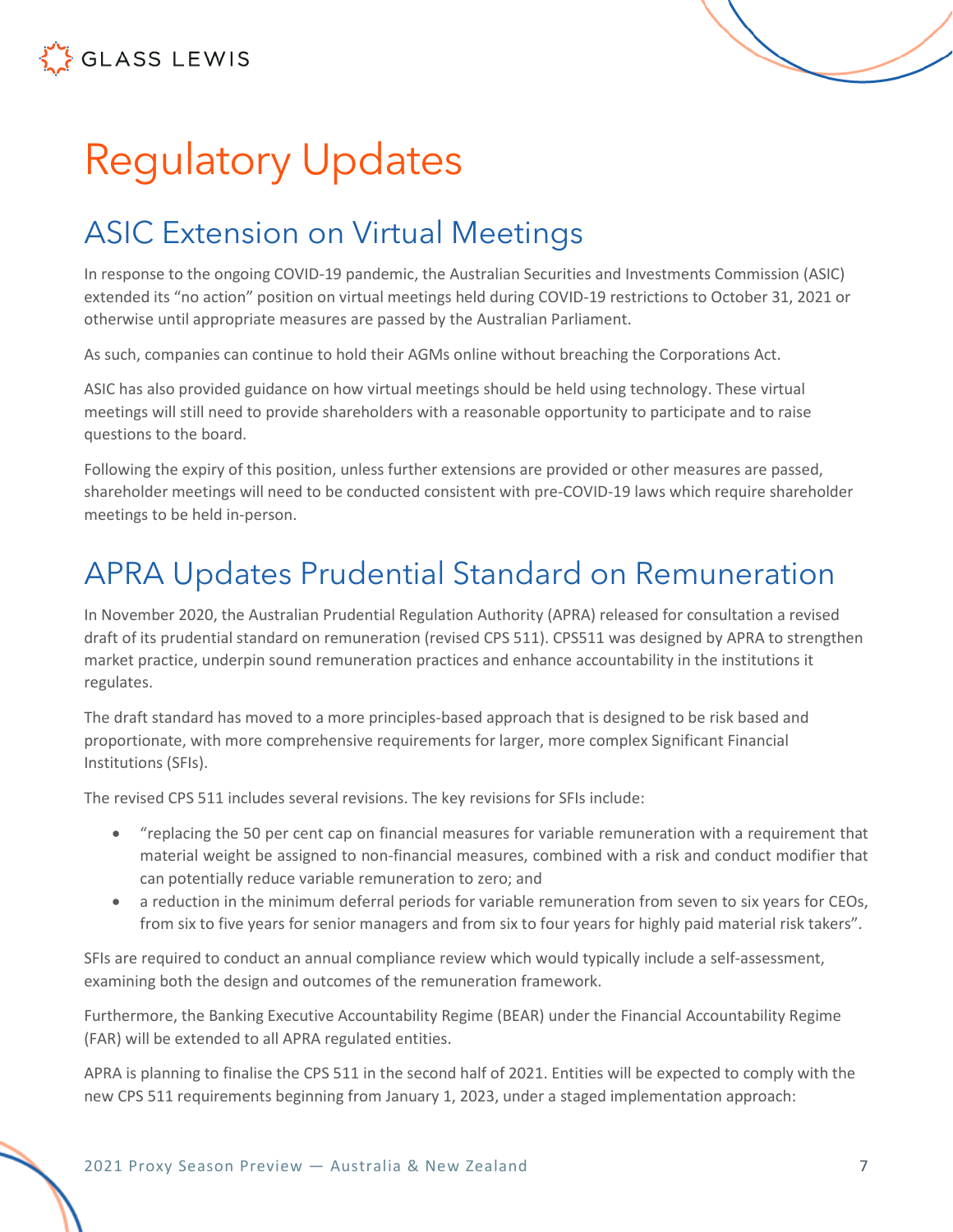# Regulatory Updates

## ASIC Extension on Virtual Meetings

In response to the ongoing COVID-19 pandemic, the Australian Securities and Investments Commission (ASIC) extended its "no action" position on virtual meetings held during COVID-19 restrictions to October 31, 2021 or otherwise until appropriate measures are passed by the Australian Parliament.

As such, companies can continue to hold their AGMs online without breaching the Corporations Act.

ASIC has also provided guidance on how virtual meetings should be held using technology. These virtual meetings will still need to provide shareholders with a reasonable opportunity to participate and to raise questions to the board.

Following the expiry of this position, unless further extensions are provided or other measures are passed, shareholder meetings will need to be conducted consistent with pre-COVID-19 laws which require shareholder meetings to be held in-person.

## APRA Updates Prudential Standard on Remuneration

In November 2020, the Australian Prudential Regulation Authority (APRA) released for consultation a revised draft of its prudential standard on remuneration (revised CPS 511). CPS511 was designed by APRA to strengthen market practice, underpin sound remuneration practices and enhance accountability in the institutions it regulates.

The draft standard has moved to a more principles-based approach that is designed to be risk based and proportionate, with more comprehensive requirements for larger, more complex Significant Financial Institutions (SFIs).

The revised CPS 511 includes several revisions. The key revisions for SFIs include:

- "replacing the 50 per cent cap on financial measures for variable remuneration with a requirement that material weight be assigned to non-financial measures, combined with a risk and conduct modifier that can potentially reduce variable remuneration to zero; and
- a reduction in the minimum deferral periods for variable remuneration from seven to six years for CEOs, from six to five years for senior managers and from six to four years for highly paid material risk takers".

SFIs are required to conduct an annual compliance review which would typically include a self-assessment, examining both the design and outcomes of the remuneration framework.

Furthermore, the Banking Executive Accountability Regime (BEAR) under the Financial Accountability Regime (FAR) will be extended to all APRA regulated entities.

APRA is planning to finalise the CPS 511 in the second half of 2021. Entities will be expected to comply with the new CPS 511 requirements beginning from January 1, 2023, under a staged implementation approach: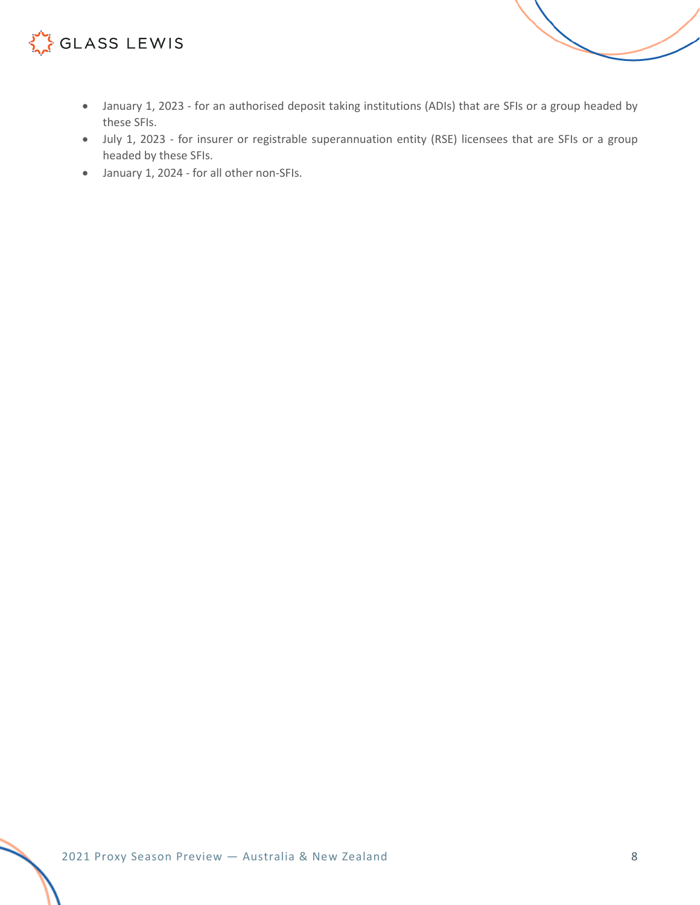- January 1, 2023 - for an authorised deposit taking institutions (ADIs) that are SFIs or a group headed by these SFIs.
- July 1, 2023 - for insurer or registrable superannuation entity (RSE) licensees that are SFIs or a group headed by these SFIs.
- January 1, 2024 - for all other non-SFIs.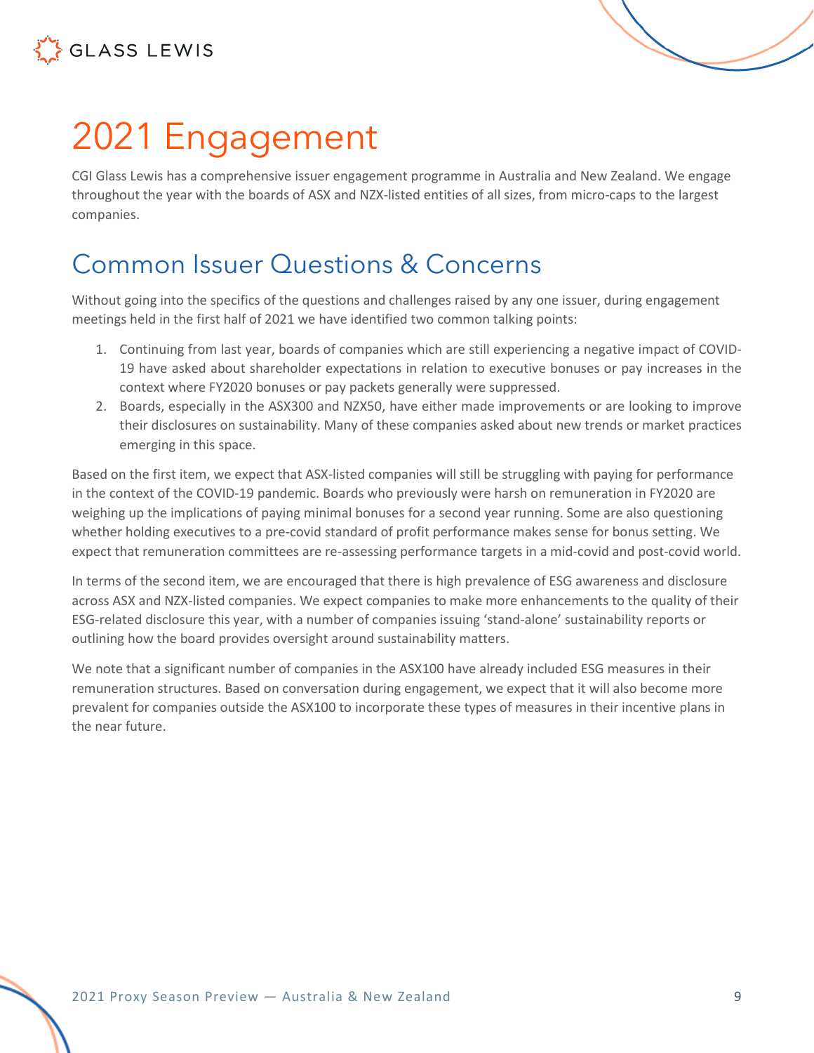# 2021 Engagement

CGI Glass Lewis has a comprehensive issuer engagement programme in Australia and New Zealand. We engage throughout the year with the boards of ASX and NZX-listed entities of all sizes, from micro-caps to the largest companies.

## Common Issuer Questions & Concerns

Without going into the specifics of the questions and challenges raised by any one issuer, during engagement meetings held in the first half of 2021 we have identified two common talking points:

1. Continuing from last year, boards of companies which are still experiencing a negative impact of COVID-19 have asked about shareholder expectations in relation to executive bonuses or pay increases in the context where FY2020 bonuses or pay packets generally were suppressed.
2. Boards, especially in the ASX300 and NZX50, have either made improvements or are looking to improve their disclosures on sustainability. Many of these companies asked about new trends or market practices emerging in this space.

Based on the first item, we expect that ASX-listed companies will still be struggling with paying for performance in the context of the COVID-19 pandemic. Boards who previously were harsh on remuneration in FY2020 are weighing up the implications of paying minimal bonuses for a second year running. Some are also questioning whether holding executives to a pre-covid standard of profit performance makes sense for bonus setting. We expect that remuneration committees are re-assessing performance targets in a mid-covid and post-covid world.

In terms of the second item, we are encouraged that there is high prevalence of ESG awareness and disclosure across ASX and NZX-listed companies. We expect companies to make more enhancements to the quality of their ESG-related disclosure this year, with a number of companies issuing 'stand-alone' sustainability reports or outlining how the board provides oversight around sustainability matters.

We note that a significant number of companies in the ASX100 have already included ESG measures in their remuneration structures. Based on conversation during engagement, we expect that it will also become more prevalent for companies outside the ASX100 to incorporate these types of measures in their incentive plans in the near future.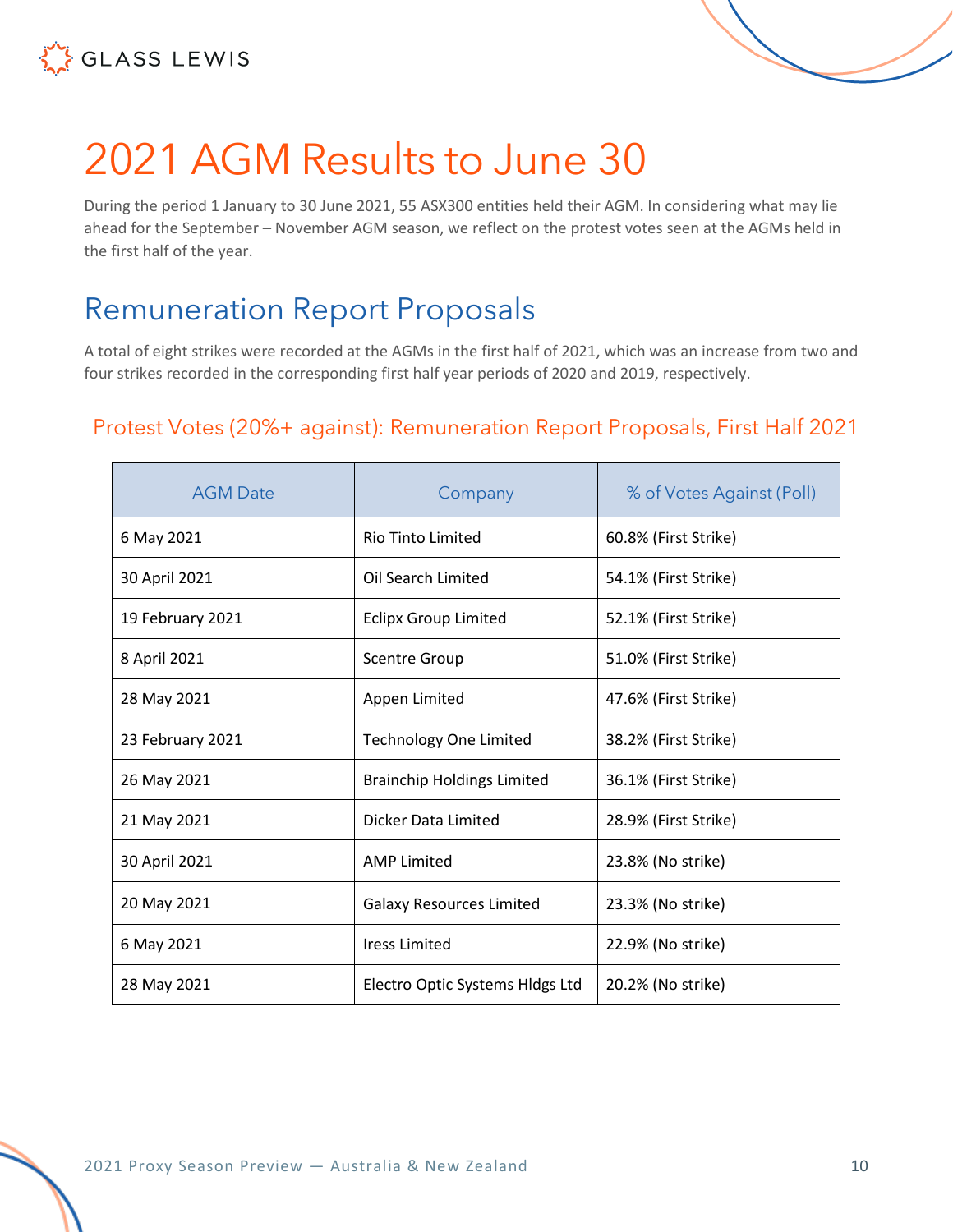# 2021 AGM Results to June 30

During the period 1 January to 30 June 2021, 55 ASX300 entities held their AGM. In considering what may lie ahead for the September – November AGM season, we reflect on the protest votes seen at the AGMs held in the first half of the year.

## Remuneration Report Proposals

A total of eight strikes were recorded at the AGMs in the first half of 2021, which was an increase from two and four strikes recorded in the corresponding first half year periods of 2020 and 2019, respectively.

### Protest Votes (20%+ against): Remuneration Report Proposals, First Half 2021

| AGM Date | Company | % of Votes Against (Poll) |
| --- | --- | --- |
| 6 May 2021 | Rio Tinto Limited | 60.8% (First Strike) |
| 30 April 2021 | Oil Search Limited | 54.1% (First Strike) |
| 19 February 2021 | Eclipx Group Limited | 52.1% (First Strike) |
| 8 April 2021 | Scentre Group | 51.0% (First Strike) |
| 28 May 2021 | Appen Limited | 47.6% (First Strike) |
| 23 February 2021 | Technology One Limited | 38.2% (First Strike) |
| 26 May 2021 | Brainchip Holdings Limited | 36.1% (First Strike) |
| 21 May 2021 | Dicker Data Limited | 28.9% (First Strike) |
| 30 April 2021 | AMP Limited | 23.8% (No strike) |
| 20 May 2021 | Galaxy Resources Limited | 23.3% (No strike) |
| 6 May 2021 | Iress Limited | 22.9% (No strike) |
| 28 May 2021 | Electro Optic Systems Hldgs Ltd | 20.2% (No strike) |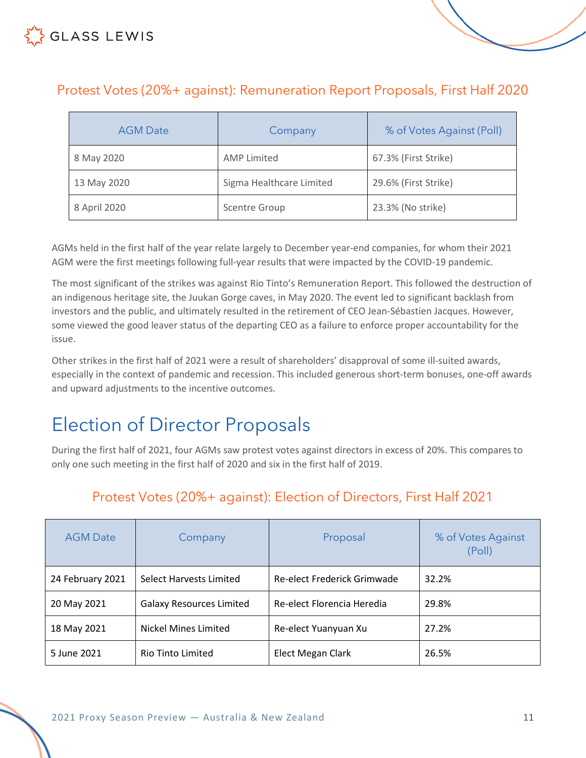### Protest Votes (20%+ against): Remuneration Report Proposals, First Half 2020

| AGM Date | Company | % of Votes Against (Poll) |
| --- | --- | --- |
| 8 May 2020 | AMP Limited | 67.3% (First Strike) |
| 13 May 2020 | Sigma Healthcare Limited | 29.6% (First Strike) |
| 8 April 2020 | Scentre Group | 23.3% (No strike) |

AGMs held in the first half of the year relate largely to December year-end companies, for whom their 2021 AGM were the first meetings following full-year results that were impacted by the COVID-19 pandemic.

The most significant of the strikes was against Rio Tinto's Remuneration Report. This followed the destruction of an indigenous heritage site, the Juukan Gorge caves, in May 2020. The event led to significant backlash from investors and the public, and ultimately resulted in the retirement of CEO Jean-Sébastien Jacques. However, some viewed the good leaver status of the departing CEO as a failure to enforce proper accountability for the issue.

Other strikes in the first half of 2021 were a result of shareholders' disapproval of some ill-suited awards, especially in the context of pandemic and recession. This included generous short-term bonuses, one-off awards and upward adjustments to the incentive outcomes.

## Election of Director Proposals

During the first half of 2021, four AGMs saw protest votes against directors in excess of 20%. This compares to only one such meeting in the first half of 2020 and six in the first half of 2019.

### Protest Votes (20%+ against): Election of Directors, First Half 2021

| AGM Date | Company | Proposal | % of Votes Against (Poll) |
| --- | --- | --- | --- |
| 24 February 2021 | Select Harvests Limited | Re-elect Frederick Grimwade | 32.2% |
| 20 May 2021 | Galaxy Resources Limited | Re-elect Florencia Heredia | 29.8% |
| 18 May 2021 | Nickel Mines Limited | Re-elect Yuanyuan Xu | 27.2% |
| 5 June 2021 | Rio Tinto Limited | Elect Megan Clark | 26.5% |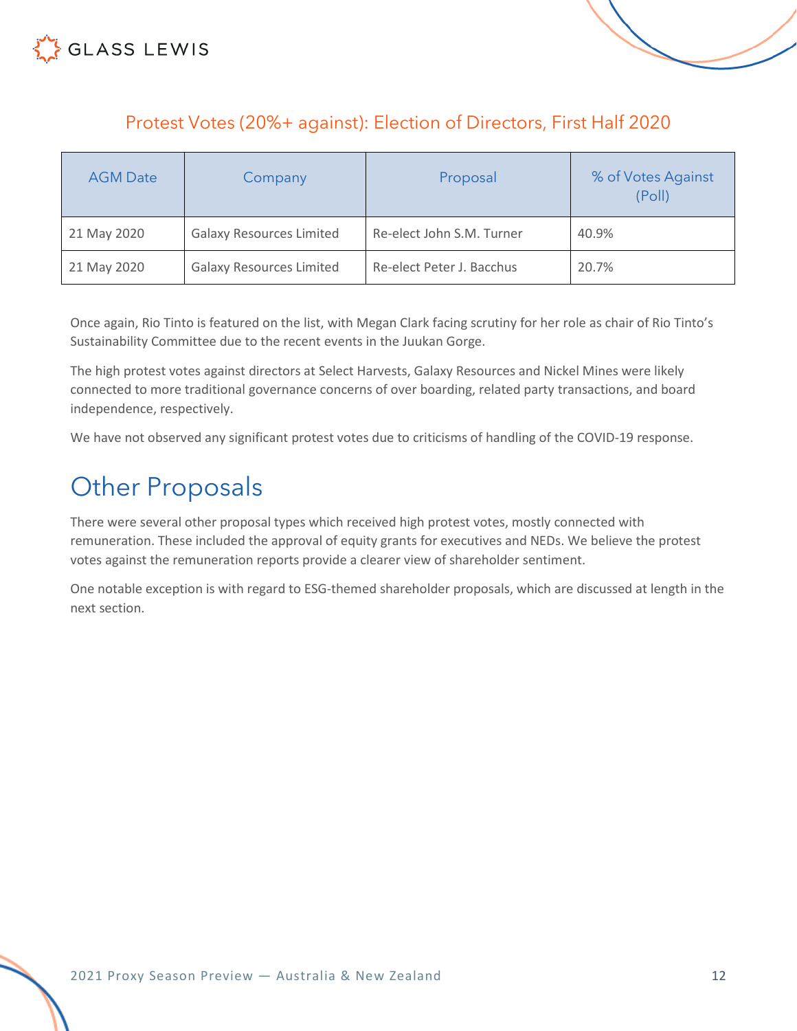### Protest Votes (20%+ against): Election of Directors, First Half 2020

| AGM Date | Company | Proposal | % of Votes Against (Poll) |
|---|---|---|---|
| 21 May 2020 | Galaxy Resources Limited | Re-elect John S.M. Turner | 40.9% |
| 21 May 2020 | Galaxy Resources Limited | Re-elect Peter J. Bacchus | 20.7% |

Once again, Rio Tinto is featured on the list, with Megan Clark facing scrutiny for her role as chair of Rio Tinto's Sustainability Committee due to the recent events in the Juukan Gorge.

The high protest votes against directors at Select Harvests, Galaxy Resources and Nickel Mines were likely connected to more traditional governance concerns of over boarding, related party transactions, and board independence, respectively.

We have not observed any significant protest votes due to criticisms of handling of the COVID-19 response.

## Other Proposals

There were several other proposal types which received high protest votes, mostly connected with remuneration. These included the approval of equity grants for executives and NEDs. We believe the protest votes against the remuneration reports provide a clearer view of shareholder sentiment.

One notable exception is with regard to ESG-themed shareholder proposals, which are discussed at length in the next section.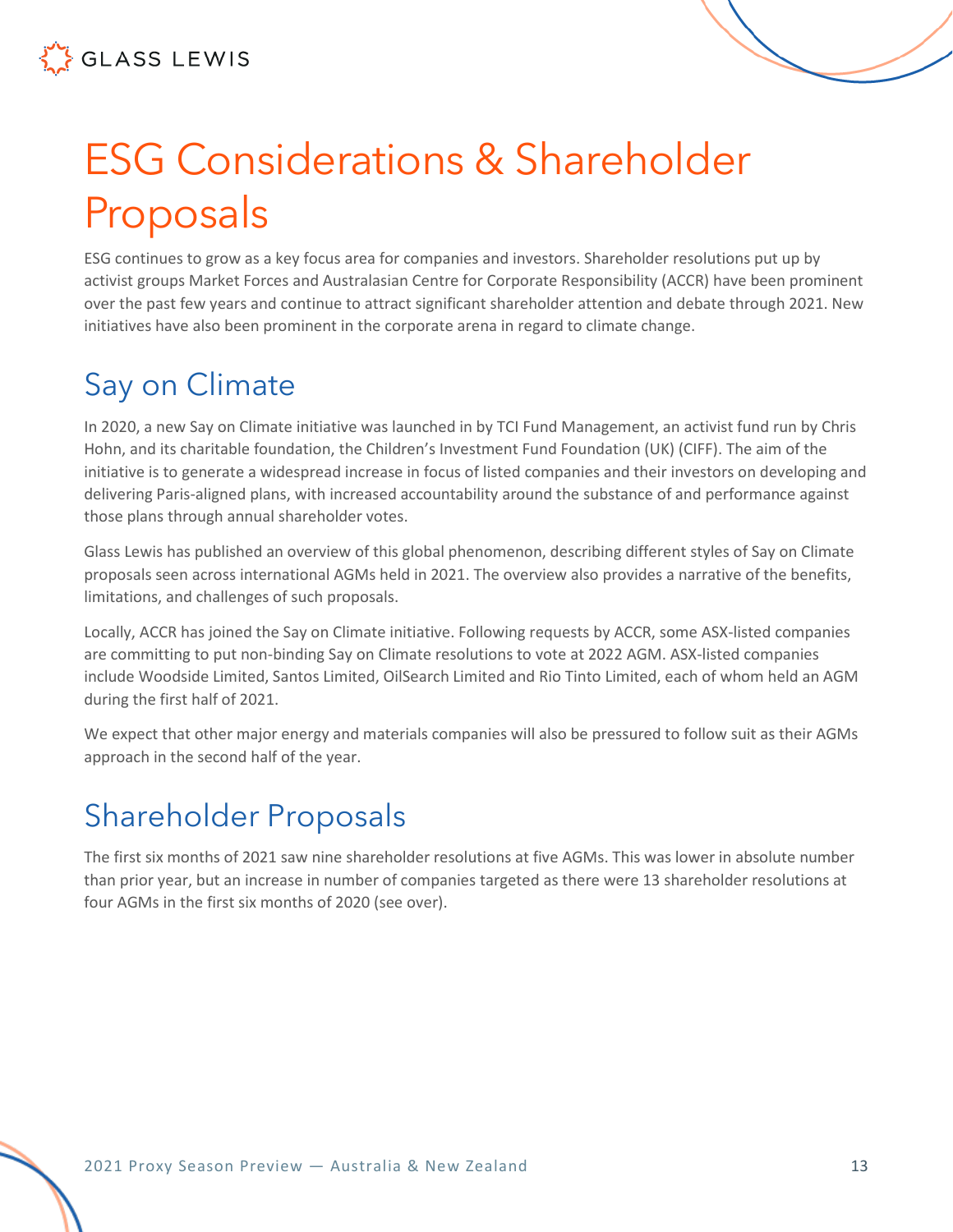# ESG Considerations & Shareholder Proposals

ESG continues to grow as a key focus area for companies and investors. Shareholder resolutions put up by activist groups Market Forces and Australasian Centre for Corporate Responsibility (ACCR) have been prominent over the past few years and continue to attract significant shareholder attention and debate through 2021. New initiatives have also been prominent in the corporate arena in regard to climate change.

## Say on Climate

In 2020, a new Say on Climate initiative was launched in by TCI Fund Management, an activist fund run by Chris Hohn, and its charitable foundation, the Children's Investment Fund Foundation (UK) (CIFF). The aim of the initiative is to generate a widespread increase in focus of listed companies and their investors on developing and delivering Paris-aligned plans, with increased accountability around the substance of and performance against those plans through annual shareholder votes.

Glass Lewis has published an overview of this global phenomenon, describing different styles of Say on Climate proposals seen across international AGMs held in 2021. The overview also provides a narrative of the benefits, limitations, and challenges of such proposals.

Locally, ACCR has joined the Say on Climate initiative. Following requests by ACCR, some ASX-listed companies are committing to put non-binding Say on Climate resolutions to vote at 2022 AGM. ASX-listed companies include Woodside Limited, Santos Limited, OilSearch Limited and Rio Tinto Limited, each of whom held an AGM during the first half of 2021.

We expect that other major energy and materials companies will also be pressured to follow suit as their AGMs approach in the second half of the year.

## Shareholder Proposals

The first six months of 2021 saw nine shareholder resolutions at five AGMs. This was lower in absolute number than prior year, but an increase in number of companies targeted as there were 13 shareholder resolutions at four AGMs in the first six months of 2020 (see over).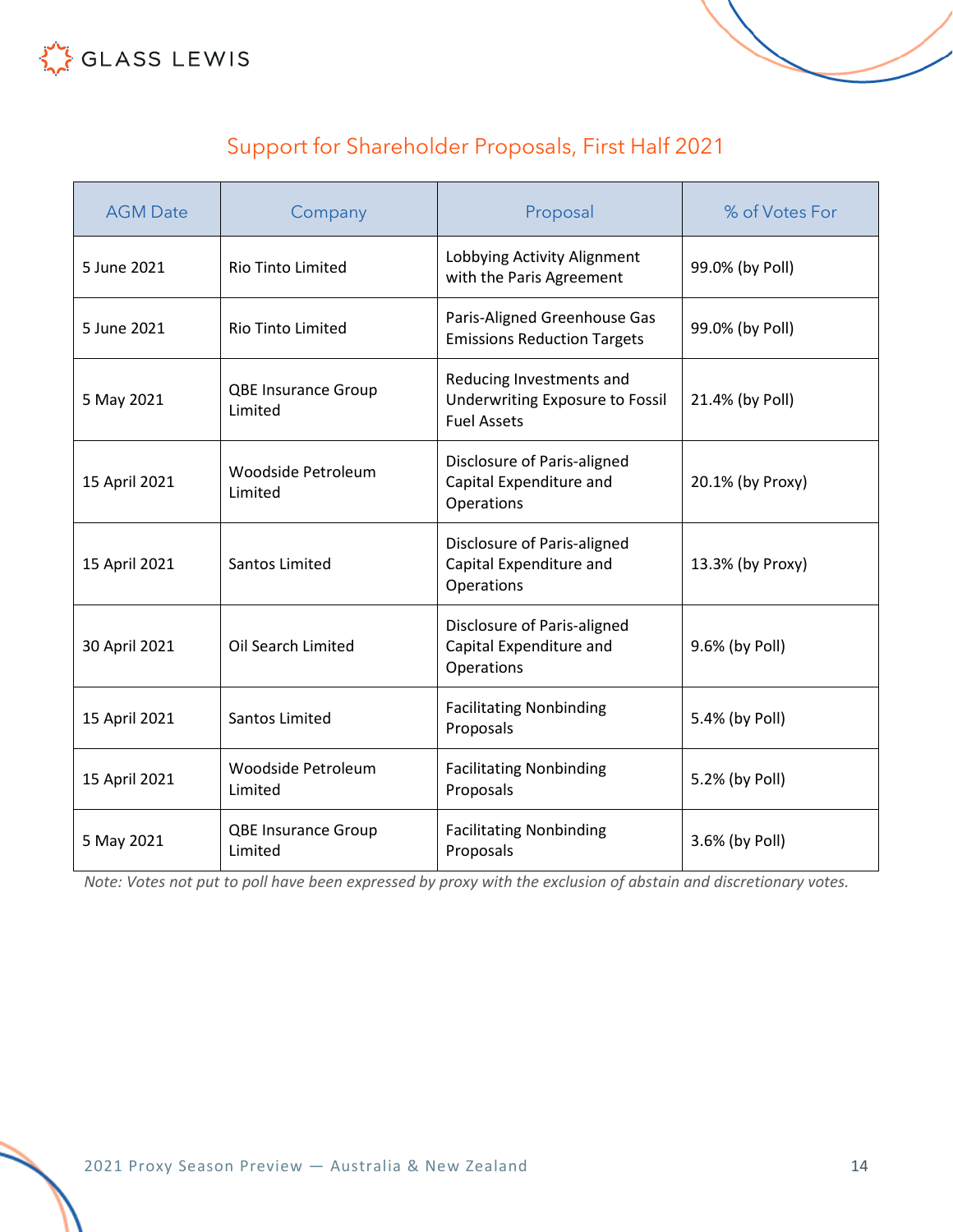## Support for Shareholder Proposals, First Half 2021

| AGM Date | Company | Proposal | % of Votes For |
|---|---|---|---|
| 5 June 2021 | Rio Tinto Limited | Lobbying Activity Alignment with the Paris Agreement | 99.0% (by Poll) |
| 5 June 2021 | Rio Tinto Limited | Paris-Aligned Greenhouse Gas Emissions Reduction Targets | 99.0% (by Poll) |
| 5 May 2021 | QBE Insurance Group Limited | Reducing Investments and Underwriting Exposure to Fossil Fuel Assets | 21.4% (by Poll) |
| 15 April 2021 | Woodside Petroleum Limited | Disclosure of Paris-aligned Capital Expenditure and Operations | 20.1% (by Proxy) |
| 15 April 2021 | Santos Limited | Disclosure of Paris-aligned Capital Expenditure and Operations | 13.3% (by Proxy) |
| 30 April 2021 | Oil Search Limited | Disclosure of Paris-aligned Capital Expenditure and Operations | 9.6% (by Poll) |
| 15 April 2021 | Santos Limited | Facilitating Nonbinding Proposals | 5.4% (by Poll) |
| 15 April 2021 | Woodside Petroleum Limited | Facilitating Nonbinding Proposals | 5.2% (by Poll) |
| 5 May 2021 | QBE Insurance Group Limited | Facilitating Nonbinding Proposals | 3.6% (by Poll) |

*Note: Votes not put to poll have been expressed by proxy with the exclusion of abstain and discretionary votes.*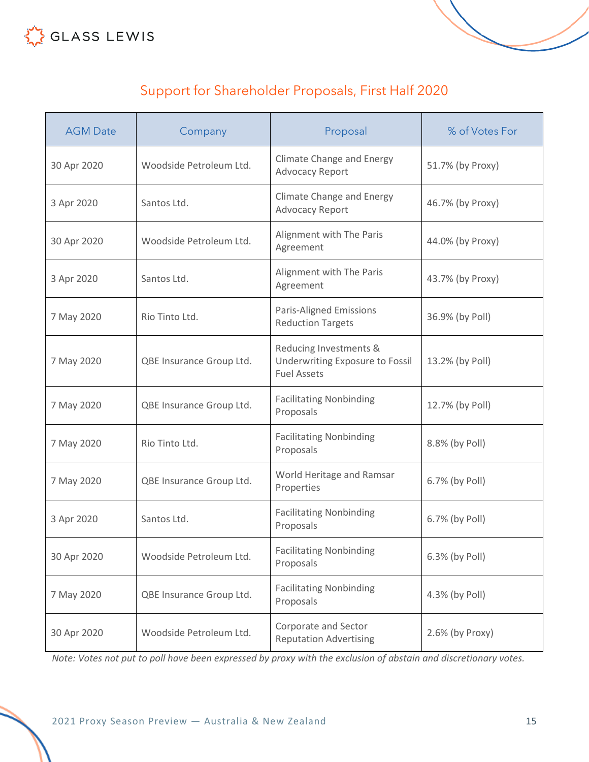## Support for Shareholder Proposals, First Half 2020

| AGM Date | Company | Proposal | % of Votes For |
|---|---|---|---|
| 30 Apr 2020 | Woodside Petroleum Ltd. | Climate Change and Energy Advocacy Report | 51.7% (by Proxy) |
| 3 Apr 2020 | Santos Ltd. | Climate Change and Energy Advocacy Report | 46.7% (by Proxy) |
| 30 Apr 2020 | Woodside Petroleum Ltd. | Alignment with The Paris Agreement | 44.0% (by Proxy) |
| 3 Apr 2020 | Santos Ltd. | Alignment with The Paris Agreement | 43.7% (by Proxy) |
| 7 May 2020 | Rio Tinto Ltd. | Paris-Aligned Emissions Reduction Targets | 36.9% (by Poll) |
| 7 May 2020 | QBE Insurance Group Ltd. | Reducing Investments & Underwriting Exposure to Fossil Fuel Assets | 13.2% (by Poll) |
| 7 May 2020 | QBE Insurance Group Ltd. | Facilitating Nonbinding Proposals | 12.7% (by Poll) |
| 7 May 2020 | Rio Tinto Ltd. | Facilitating Nonbinding Proposals | 8.8% (by Poll) |
| 7 May 2020 | QBE Insurance Group Ltd. | World Heritage and Ramsar Properties | 6.7% (by Poll) |
| 3 Apr 2020 | Santos Ltd. | Facilitating Nonbinding Proposals | 6.7% (by Poll) |
| 30 Apr 2020 | Woodside Petroleum Ltd. | Facilitating Nonbinding Proposals | 6.3% (by Poll) |
| 7 May 2020 | QBE Insurance Group Ltd. | Facilitating Nonbinding Proposals | 4.3% (by Poll) |
| 30 Apr 2020 | Woodside Petroleum Ltd. | Corporate and Sector Reputation Advertising | 2.6% (by Proxy) |

*Note: Votes not put to poll have been expressed by proxy with the exclusion of abstain and discretionary votes.*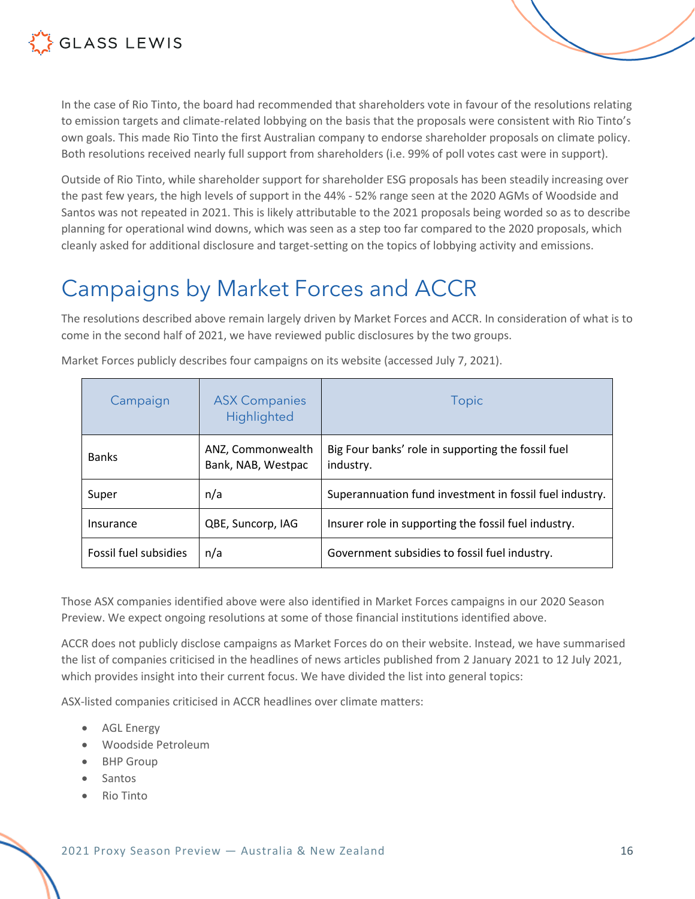In the case of Rio Tinto, the board had recommended that shareholders vote in favour of the resolutions relating to emission targets and climate-related lobbying on the basis that the proposals were consistent with Rio Tinto's own goals. This made Rio Tinto the first Australian company to endorse shareholder proposals on climate policy. Both resolutions received nearly full support from shareholders (i.e. 99% of poll votes cast were in support).

Outside of Rio Tinto, while shareholder support for shareholder ESG proposals has been steadily increasing over the past few years, the high levels of support in the 44% - 52% range seen at the 2020 AGMs of Woodside and Santos was not repeated in 2021. This is likely attributable to the 2021 proposals being worded so as to describe planning for operational wind downs, which was seen as a step too far compared to the 2020 proposals, which cleanly asked for additional disclosure and target-setting on the topics of lobbying activity and emissions.

# Campaigns by Market Forces and ACCR

The resolutions described above remain largely driven by Market Forces and ACCR. In consideration of what is to come in the second half of 2021, we have reviewed public disclosures by the two groups.

Market Forces publicly describes four campaigns on its website (accessed July 7, 2021).

| Campaign | ASX Companies Highlighted | Topic |
|---|---|---|
| Banks | ANZ, Commonwealth Bank, NAB, Westpac | Big Four banks' role in supporting the fossil fuel industry. |
| Super | n/a | Superannuation fund investment in fossil fuel industry. |
| Insurance | QBE, Suncorp, IAG | Insurer role in supporting the fossil fuel industry. |
| Fossil fuel subsidies | n/a | Government subsidies to fossil fuel industry. |

Those ASX companies identified above were also identified in Market Forces campaigns in our 2020 Season Preview. We expect ongoing resolutions at some of those financial institutions identified above.

ACCR does not publicly disclose campaigns as Market Forces do on their website. Instead, we have summarised the list of companies criticised in the headlines of news articles published from 2 January 2021 to 12 July 2021, which provides insight into their current focus. We have divided the list into general topics:

ASX-listed companies criticised in ACCR headlines over climate matters:

- AGL Energy
- Woodside Petroleum
- BHP Group
- Santos
- Rio Tinto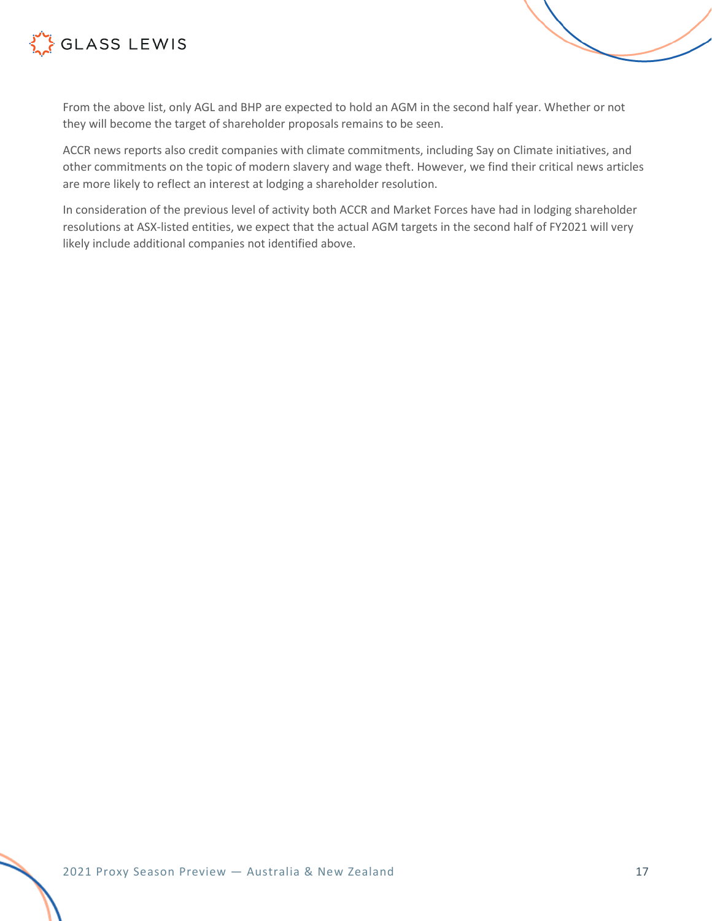From the above list, only AGL and BHP are expected to hold an AGM in the second half year. Whether or not they will become the target of shareholder proposals remains to be seen.

ACCR news reports also credit companies with climate commitments, including Say on Climate initiatives, and other commitments on the topic of modern slavery and wage theft. However, we find their critical news articles are more likely to reflect an interest at lodging a shareholder resolution.

In consideration of the previous level of activity both ACCR and Market Forces have had in lodging shareholder resolutions at ASX-listed entities, we expect that the actual AGM targets in the second half of FY2021 will very likely include additional companies not identified above.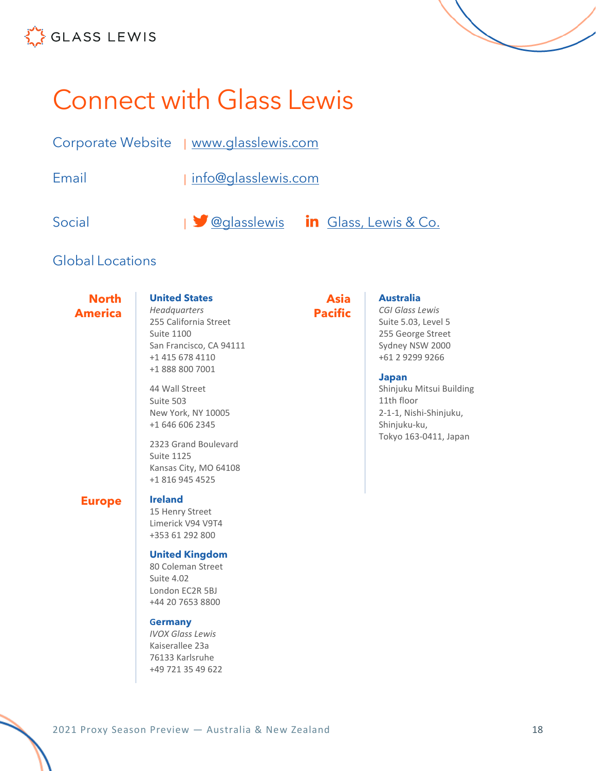# Connect with Glass Lewis

Corporate Website | www.glasslewis.com

Email | info@glasslewis.com

Social | @glasslewis   Glass, Lewis & Co.

## Global Locations

### North America

**United States**
*Headquarters*
255 California Street
Suite 1100
San Francisco, CA 94111
+1 415 678 4110
+1 888 800 7001

44 Wall Street
Suite 503
New York, NY 10005
+1 646 606 2345

2323 Grand Boulevard
Suite 1125
Kansas City, MO 64108
+1 816 945 4525

### Europe

**Ireland**
15 Henry Street
Limerick V94 V9T4
+353 61 292 800

**United Kingdom**
80 Coleman Street
Suite 4.02
London EC2R 5BJ
+44 20 7653 8800

**Germany**
*IVOX Glass Lewis*
Kaiserallee 23a
76133 Karlsruhe
+49 721 35 49 622

### Asia Pacific

**Australia**
*CGI Glass Lewis*
Suite 5.03, Level 5
255 George Street
Sydney NSW 2000
+61 2 9299 9266

**Japan**
Shinjuku Mitsui Building
11th floor
2-1-1, Nishi-Shinjuku,
Shinjuku-ku,
Tokyo 163-0411, Japan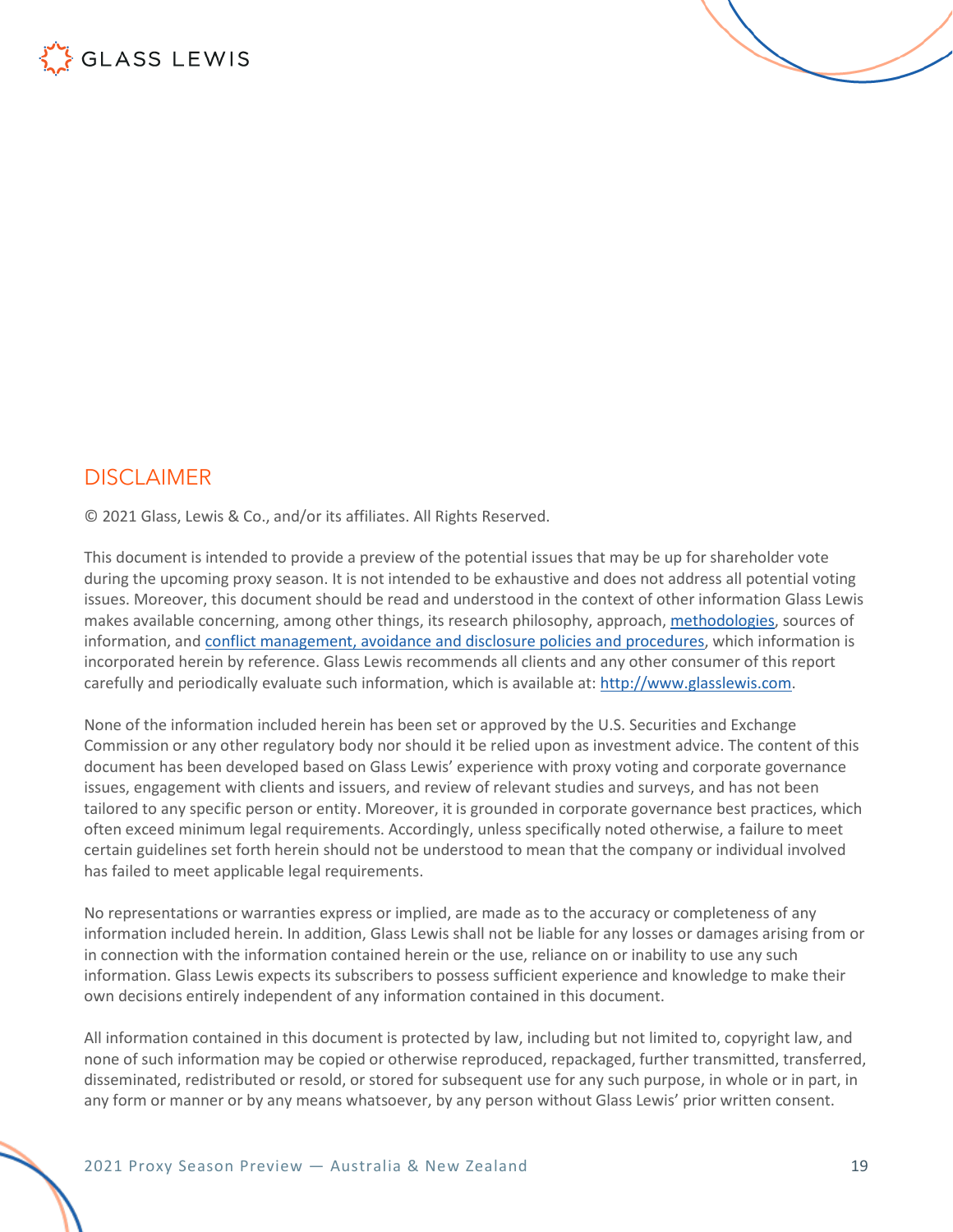## DISCLAIMER

© 2021 Glass, Lewis & Co., and/or its affiliates. All Rights Reserved.

This document is intended to provide a preview of the potential issues that may be up for shareholder vote during the upcoming proxy season. It is not intended to be exhaustive and does not address all potential voting issues. Moreover, this document should be read and understood in the context of other information Glass Lewis makes available concerning, among other things, its research philosophy, approach, methodologies, sources of information, and conflict management, avoidance and disclosure policies and procedures, which information is incorporated herein by reference. Glass Lewis recommends all clients and any other consumer of this report carefully and periodically evaluate such information, which is available at: http://www.glasslewis.com.

None of the information included herein has been set or approved by the U.S. Securities and Exchange Commission or any other regulatory body nor should it be relied upon as investment advice. The content of this document has been developed based on Glass Lewis' experience with proxy voting and corporate governance issues, engagement with clients and issuers, and review of relevant studies and surveys, and has not been tailored to any specific person or entity. Moreover, it is grounded in corporate governance best practices, which often exceed minimum legal requirements. Accordingly, unless specifically noted otherwise, a failure to meet certain guidelines set forth herein should not be understood to mean that the company or individual involved has failed to meet applicable legal requirements.

No representations or warranties express or implied, are made as to the accuracy or completeness of any information included herein. In addition, Glass Lewis shall not be liable for any losses or damages arising from or in connection with the information contained herein or the use, reliance on or inability to use any such information. Glass Lewis expects its subscribers to possess sufficient experience and knowledge to make their own decisions entirely independent of any information contained in this document.

All information contained in this document is protected by law, including but not limited to, copyright law, and none of such information may be copied or otherwise reproduced, repackaged, further transmitted, transferred, disseminated, redistributed or resold, or stored for subsequent use for any such purpose, in whole or in part, in any form or manner or by any means whatsoever, by any person without Glass Lewis' prior written consent.